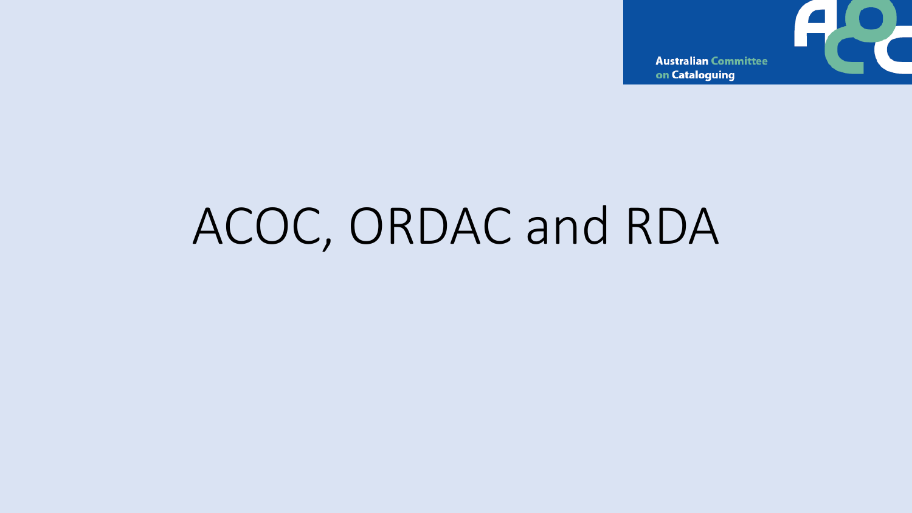Australian Committee on Cataloguing

# ACOC, ORDAC and RDA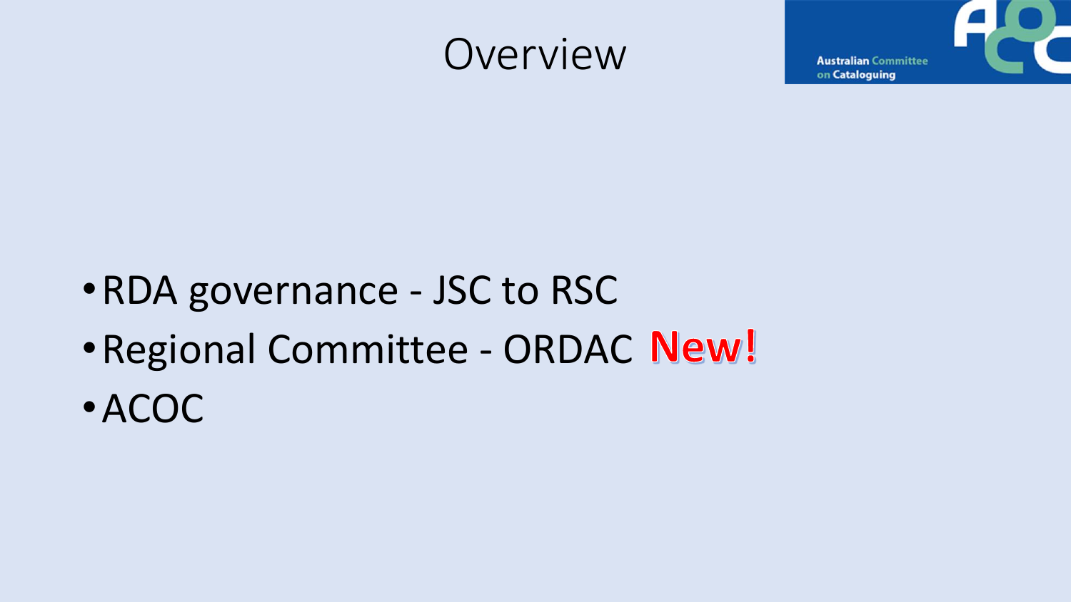# Overview

- RDA governance - JSC to RSC
- Regional Committee - ORDAC **New!**
- ACOC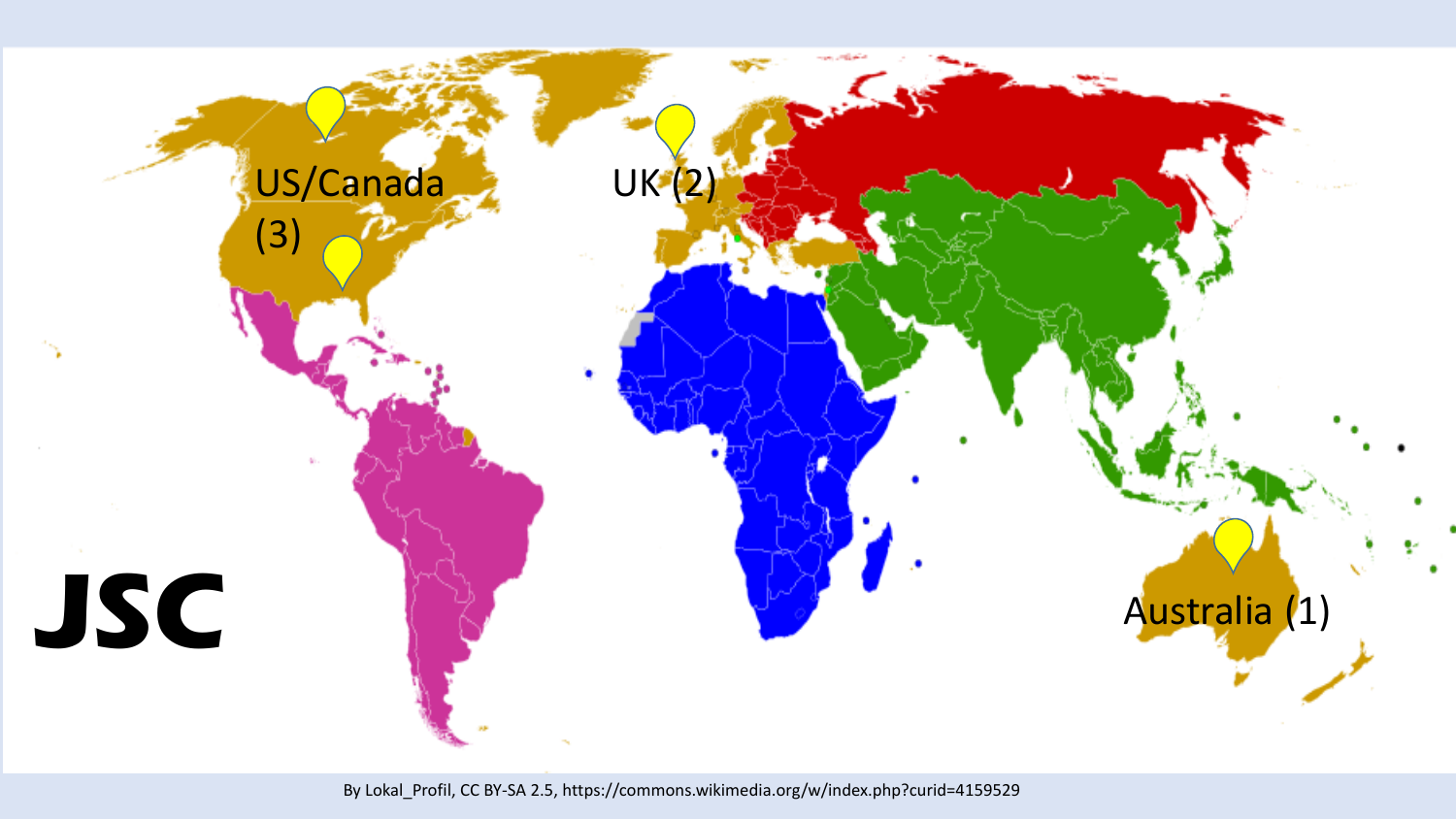JSC

US/Canada (3)

UK (2)

Australia (1)

By Lokal_Profil, CC BY-SA 2.5, https://commons.wikimedia.org/w/index.php?curid=4159529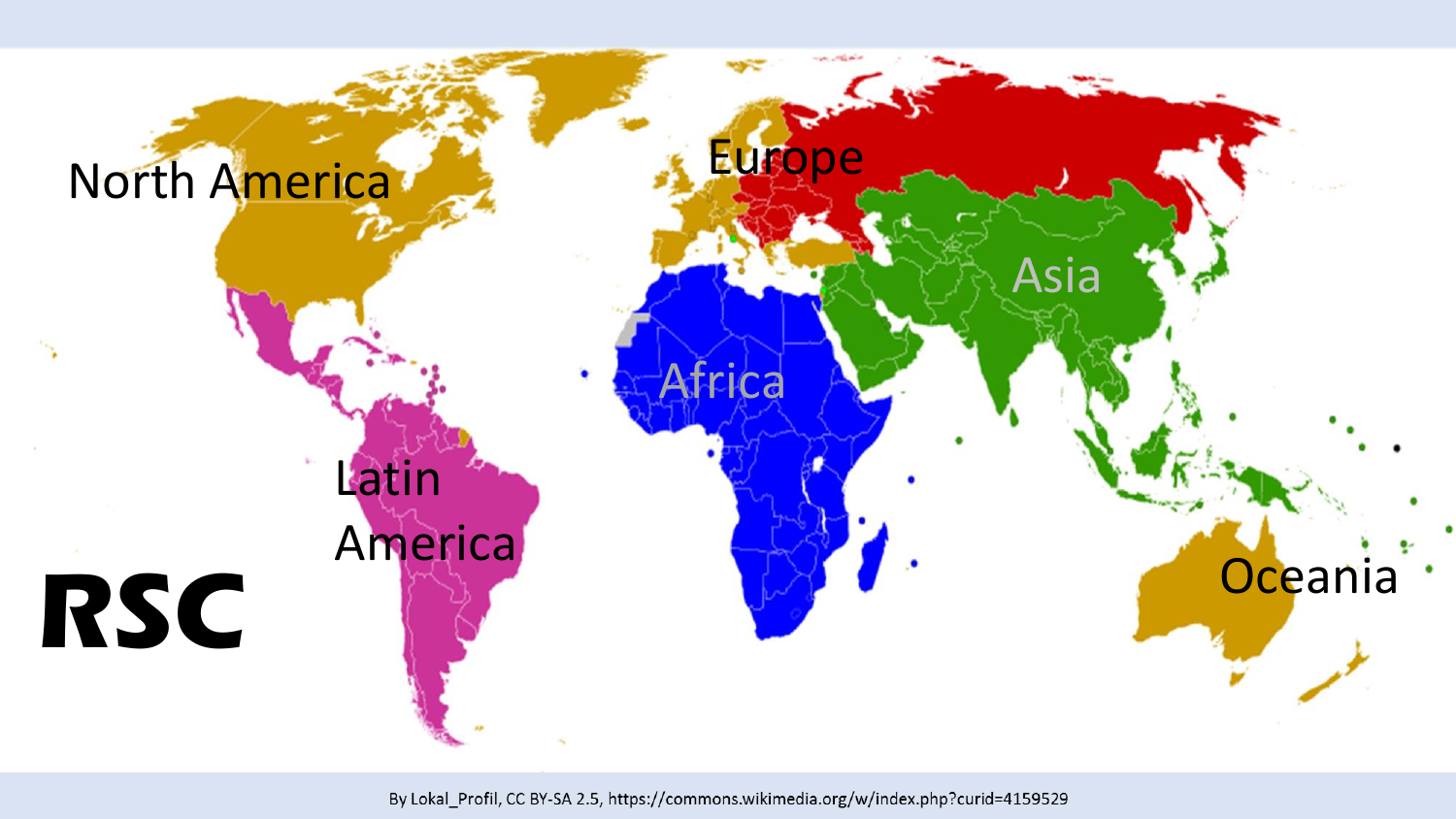North America

Europe

Asia

Africa

Latin America

Oceania

**RSC**

By Lokal_Profil, CC BY-SA 2.5, https://commons.wikimedia.org/w/index.php?curid=4159529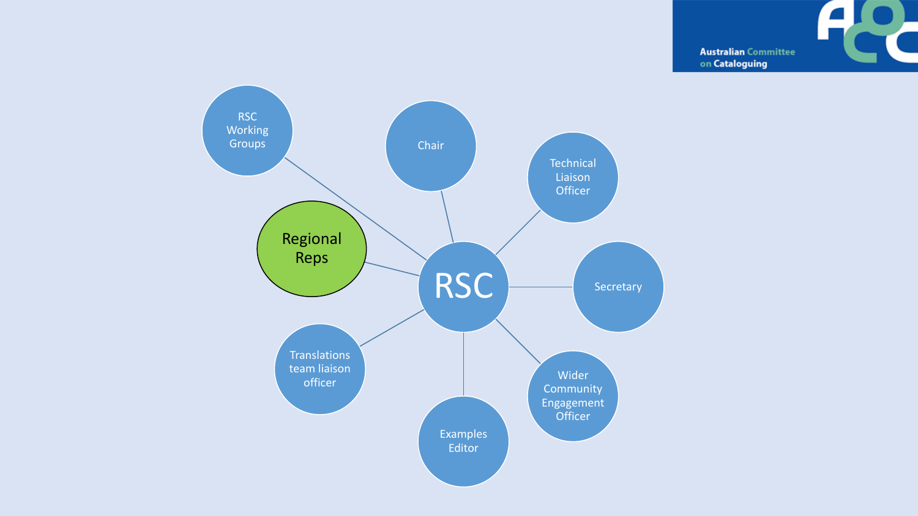RSC

- Chair
- Technical Liaison Officer
- Secretary
- Wider Community Engagement Officer
- Examples Editor
- Translations team liaison officer
- Regional Reps
- RSC Working Groups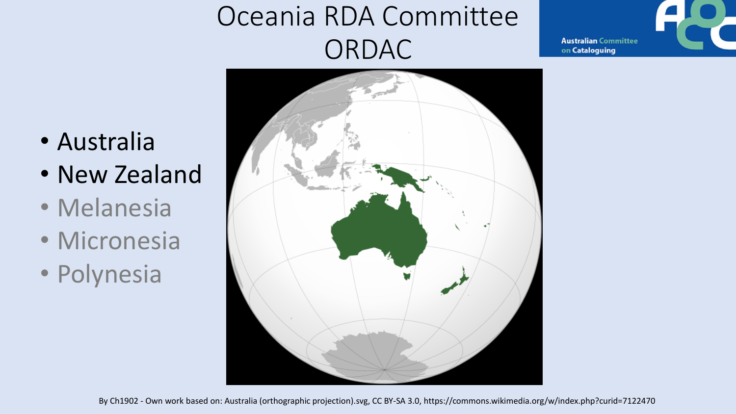# Oceania RDA Committee ORDAC

- Australia
- New Zealand
- Melanesia
- Micronesia
- Polynesia

By Ch1902 - Own work based on: Australia (orthographic projection).svg, CC BY-SA 3.0, https://commons.wikimedia.org/w/index.php?curid=7122470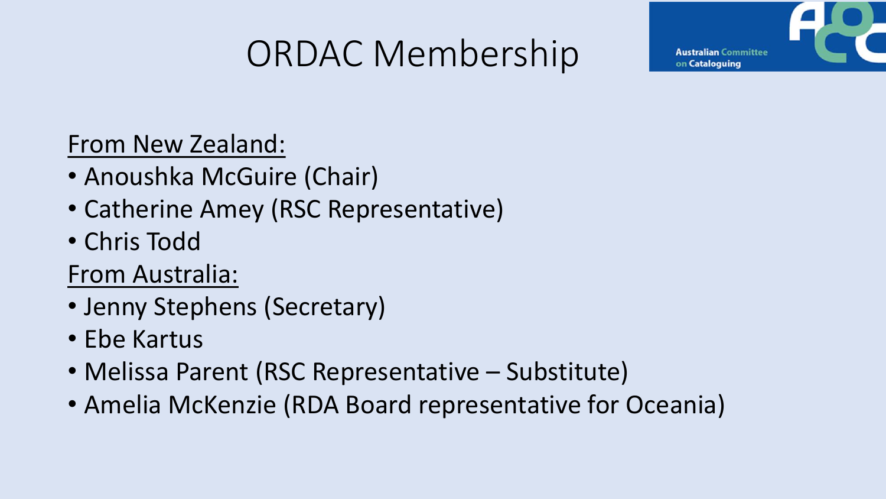# ORDAC Membership

From New Zealand:

- Anoushka McGuire (Chair)
- Catherine Amey (RSC Representative)
- Chris Todd

From Australia:

- Jenny Stephens (Secretary)
- Ebe Kartus
- Melissa Parent (RSC Representative – Substitute)
- Amelia McKenzie (RDA Board representative for Oceania)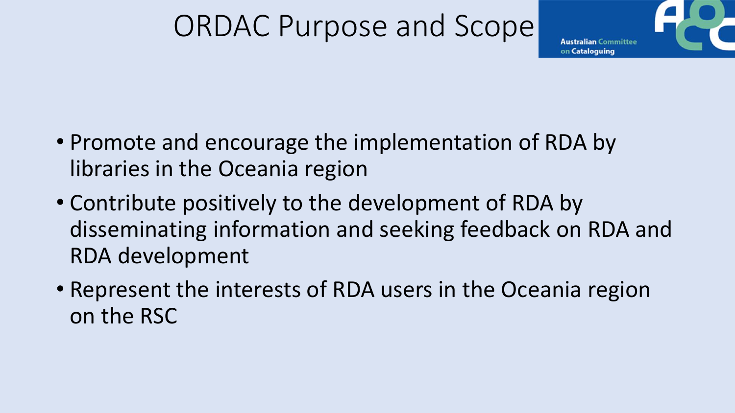# ORDAC Purpose and Scope

- Promote and encourage the implementation of RDA by libraries in the Oceania region
- Contribute positively to the development of RDA by disseminating information and seeking feedback on RDA and RDA development
- Represent the interests of RDA users in the Oceania region on the RSC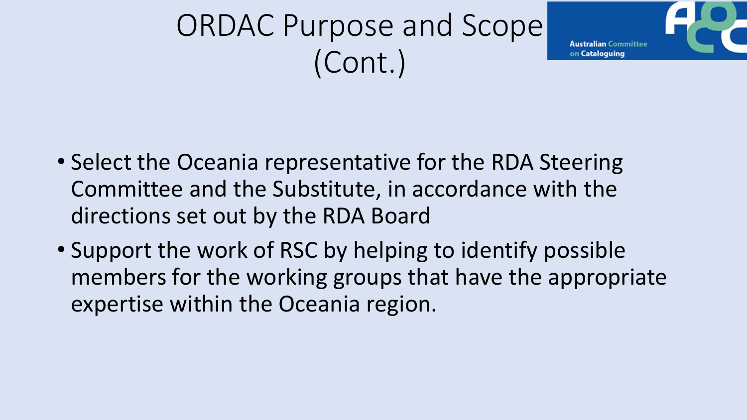# ORDAC Purpose and Scope (Cont.)

- Select the Oceania representative for the RDA Steering Committee and the Substitute, in accordance with the directions set out by the RDA Board
- Support the work of RSC by helping to identify possible members for the working groups that have the appropriate expertise within the Oceania region.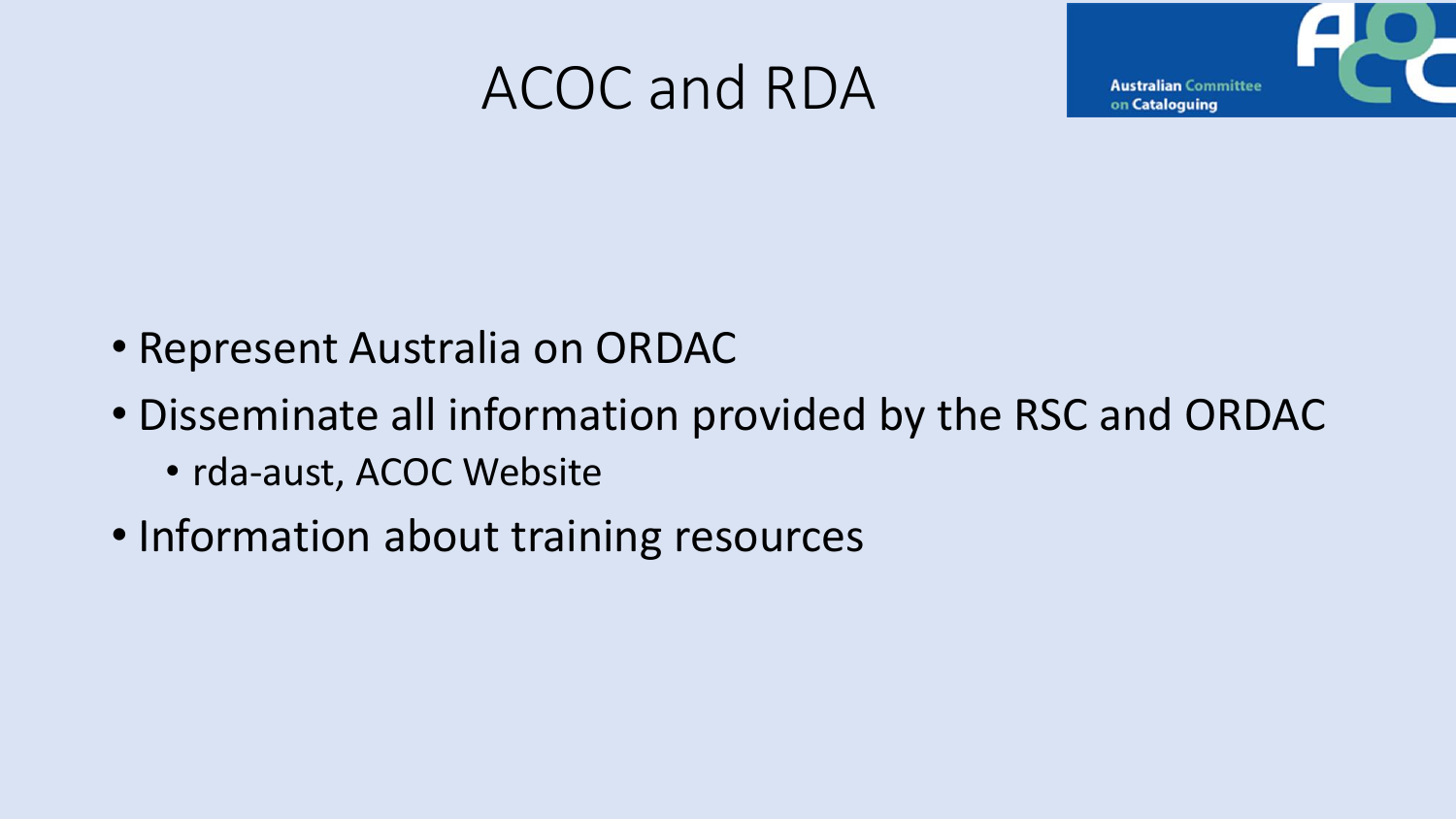# ACOC and RDA

- Represent Australia on ORDAC
- Disseminate all information provided by the RSC and ORDAC
  - rda-aust, ACOC Website
- Information about training resources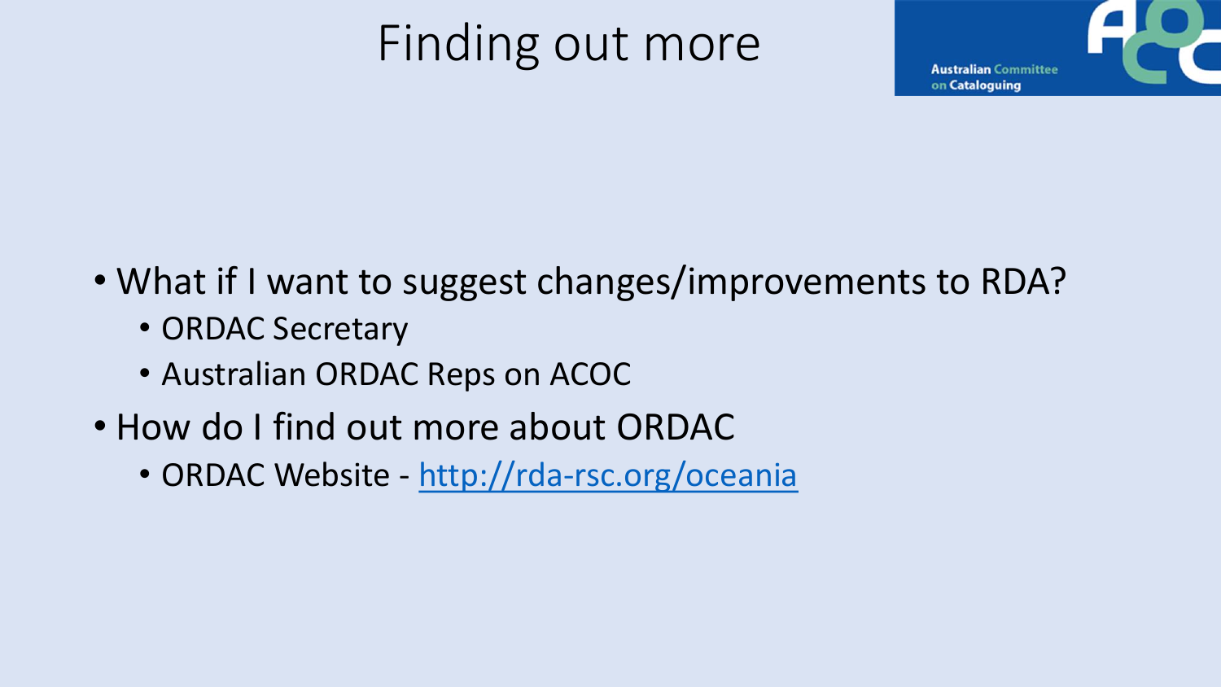# Finding out more

- What if I want to suggest changes/improvements to RDA?
  - ORDAC Secretary
  - Australian ORDAC Reps on ACOC
- How do I find out more about ORDAC
  - ORDAC Website - [http://rda-rsc.org/oceania](http://rda-rsc.org/oceania)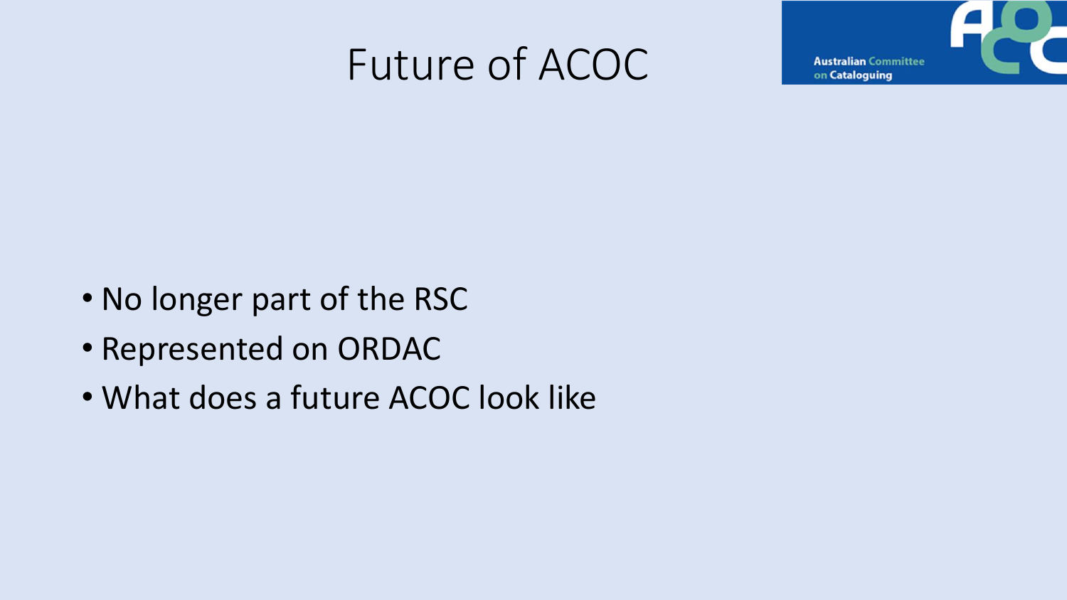# Future of ACOC

Australian Committee on Cataloguing

- No longer part of the RSC
- Represented on ORDAC
- What does a future ACOC look like